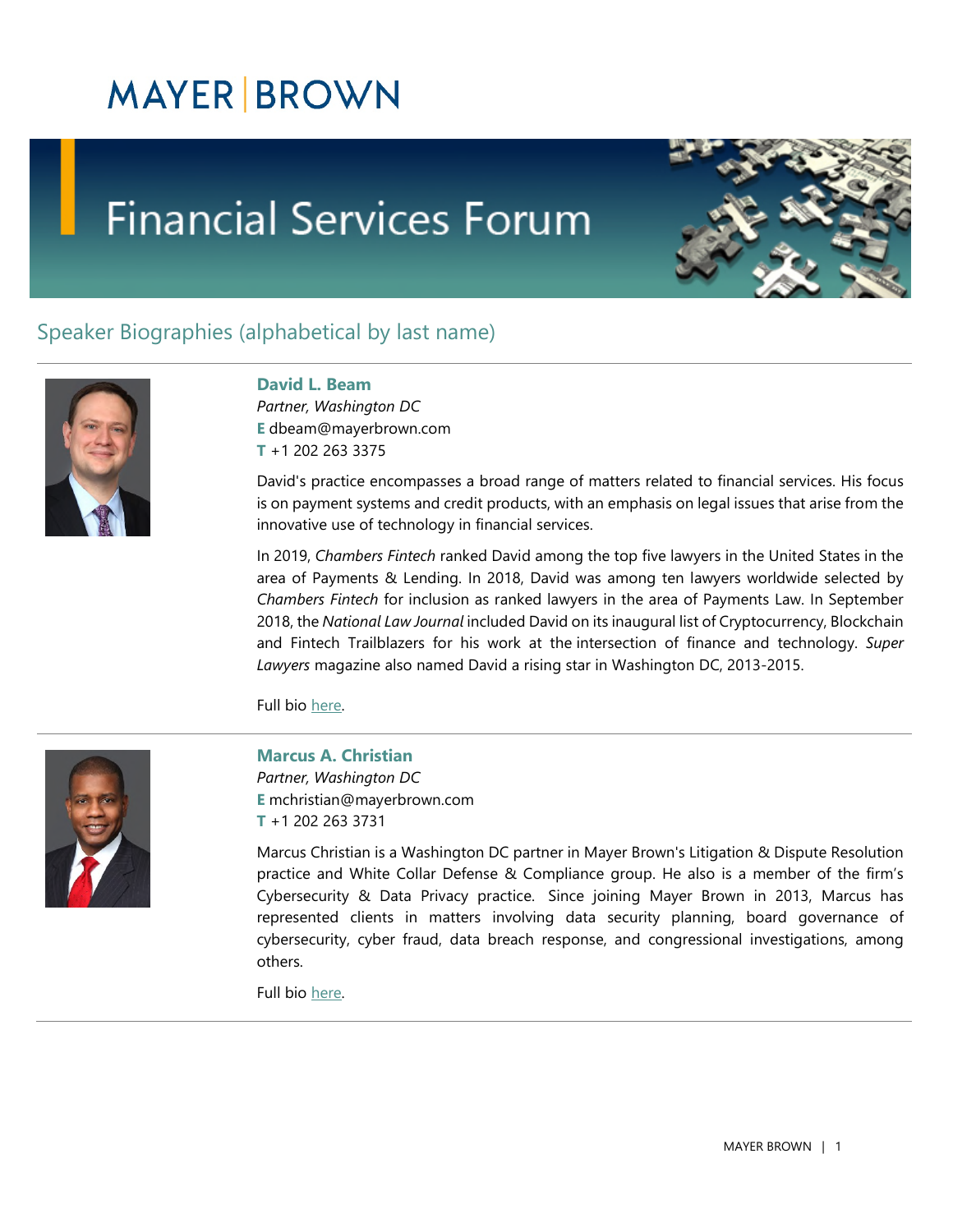MAYER | BROWN

# Financial Services Forum

## Speaker Biographies (alphabetical by last name)

### David L. Beam

*Partner, Washington DC*
**E** dbeam@mayerbrown.com
**T** +1 202 263 3375

David's practice encompasses a broad range of matters related to financial services. His focus is on payment systems and credit products, with an emphasis on legal issues that arise from the innovative use of technology in financial services.

In 2019, *Chambers Fintech* ranked David among the top five lawyers in the United States in the area of Payments & Lending. In 2018, David was among ten lawyers worldwide selected by *Chambers Fintech* for inclusion as ranked lawyers in the area of Payments Law. In September 2018, the *National Law Journal* included David on its inaugural list of Cryptocurrency, Blockchain and Fintech Trailblazers for his work at the intersection of finance and technology. *Super Lawyers* magazine also named David a rising star in Washington DC, 2013-2015.

Full bio here.

### Marcus A. Christian

*Partner, Washington DC*
**E** mchristian@mayerbrown.com
**T** +1 202 263 3731

Marcus Christian is a Washington DC partner in Mayer Brown's Litigation & Dispute Resolution practice and White Collar Defense & Compliance group. He also is a member of the firm's Cybersecurity & Data Privacy practice. Since joining Mayer Brown in 2013, Marcus has represented clients in matters involving data security planning, board governance of cybersecurity, cyber fraud, data breach response, and congressional investigations, among others.

Full bio here.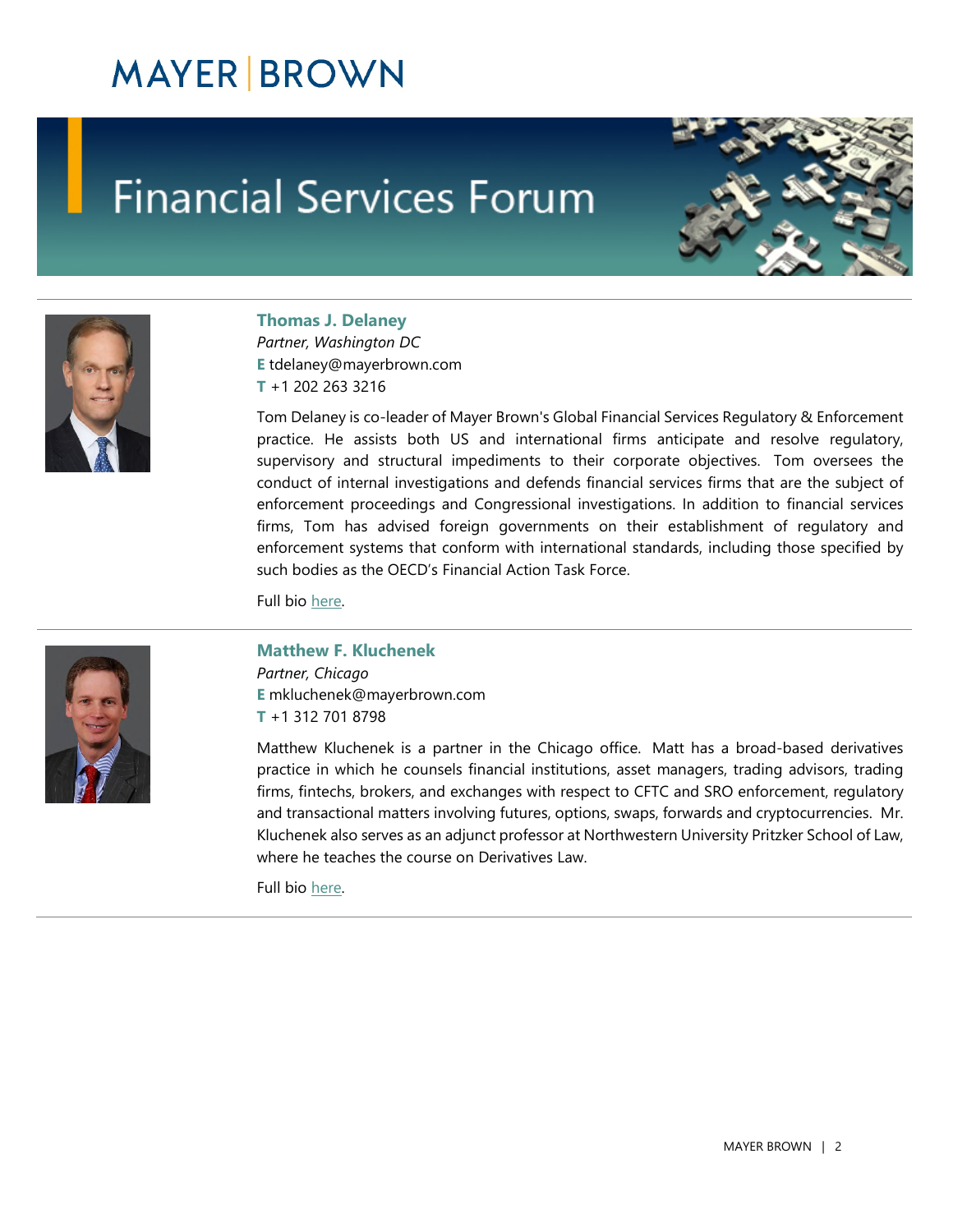# Financial Services Forum

### Thomas J. Delaney

*Partner, Washington DC*
**E** tdelaney@mayerbrown.com
**T** +1 202 263 3216

Tom Delaney is co-leader of Mayer Brown's Global Financial Services Regulatory & Enforcement practice. He assists both US and international firms anticipate and resolve regulatory, supervisory and structural impediments to their corporate objectives. Tom oversees the conduct of internal investigations and defends financial services firms that are the subject of enforcement proceedings and Congressional investigations. In addition to financial services firms, Tom has advised foreign governments on their establishment of regulatory and enforcement systems that conform with international standards, including those specified by such bodies as the OECD's Financial Action Task Force.

Full bio here.

### Matthew F. Kluchenek

*Partner, Chicago*
**E** mkluchenek@mayerbrown.com
**T** +1 312 701 8798

Matthew Kluchenek is a partner in the Chicago office. Matt has a broad-based derivatives practice in which he counsels financial institutions, asset managers, trading advisors, trading firms, fintechs, brokers, and exchanges with respect to CFTC and SRO enforcement, regulatory and transactional matters involving futures, options, swaps, forwards and cryptocurrencies. Mr. Kluchenek also serves as an adjunct professor at Northwestern University Pritzker School of Law, where he teaches the course on Derivatives Law.

Full bio here.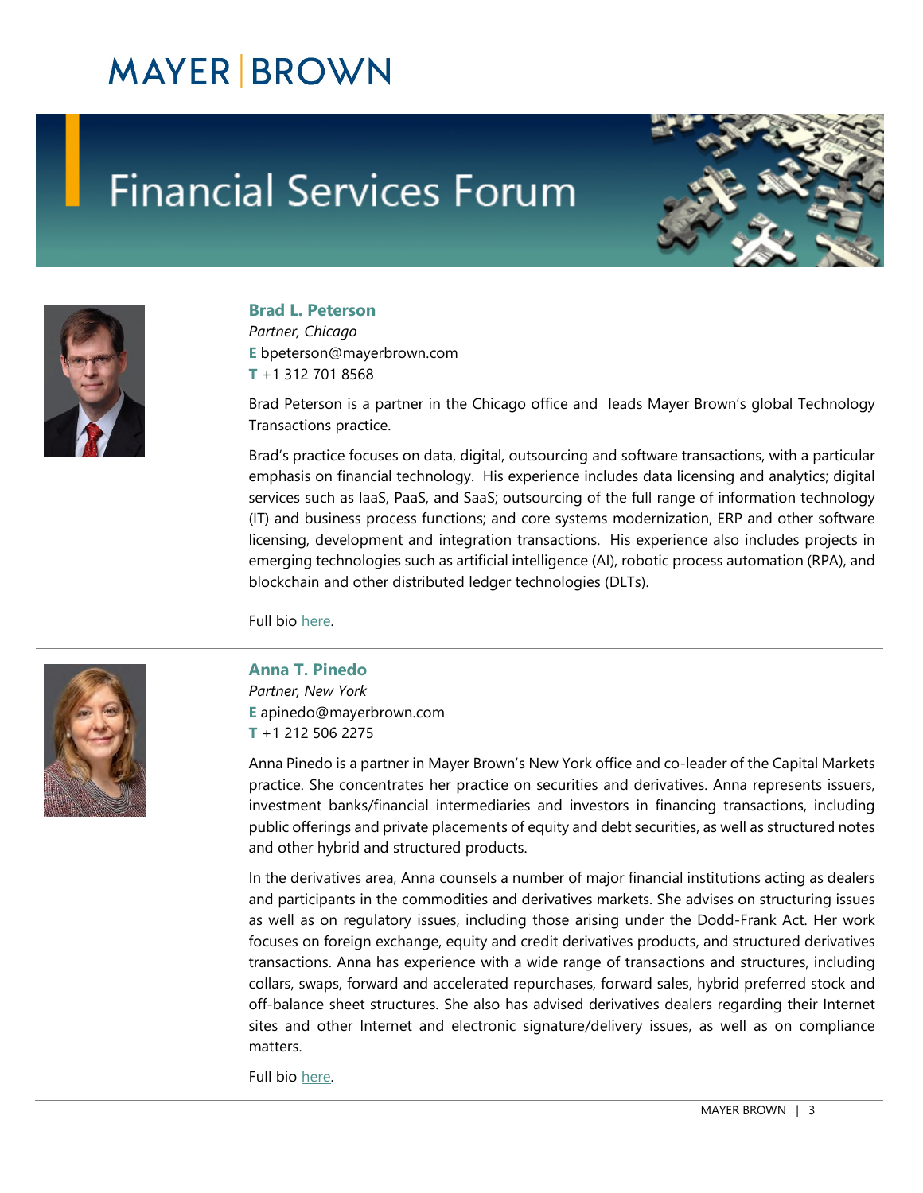# Financial Services Forum

### Brad L. Peterson

*Partner, Chicago*
**E** bpeterson@mayerbrown.com
**T** +1 312 701 8568

Brad Peterson is a partner in the Chicago office and leads Mayer Brown's global Technology Transactions practice.

Brad's practice focuses on data, digital, outsourcing and software transactions, with a particular emphasis on financial technology. His experience includes data licensing and analytics; digital services such as IaaS, PaaS, and SaaS; outsourcing of the full range of information technology (IT) and business process functions; and core systems modernization, ERP and other software licensing, development and integration transactions. His experience also includes projects in emerging technologies such as artificial intelligence (AI), robotic process automation (RPA), and blockchain and other distributed ledger technologies (DLTs).

Full bio here.

### Anna T. Pinedo

*Partner, New York*
**E** apinedo@mayerbrown.com
**T** +1 212 506 2275

Anna Pinedo is a partner in Mayer Brown's New York office and co-leader of the Capital Markets practice. She concentrates her practice on securities and derivatives. Anna represents issuers, investment banks/financial intermediaries and investors in financing transactions, including public offerings and private placements of equity and debt securities, as well as structured notes and other hybrid and structured products.

In the derivatives area, Anna counsels a number of major financial institutions acting as dealers and participants in the commodities and derivatives markets. She advises on structuring issues as well as on regulatory issues, including those arising under the Dodd-Frank Act. Her work focuses on foreign exchange, equity and credit derivatives products, and structured derivatives transactions. Anna has experience with a wide range of transactions and structures, including collars, swaps, forward and accelerated repurchases, forward sales, hybrid preferred stock and off-balance sheet structures. She also has advised derivatives dealers regarding their Internet sites and other Internet and electronic signature/delivery issues, as well as on compliance matters.

Full bio here.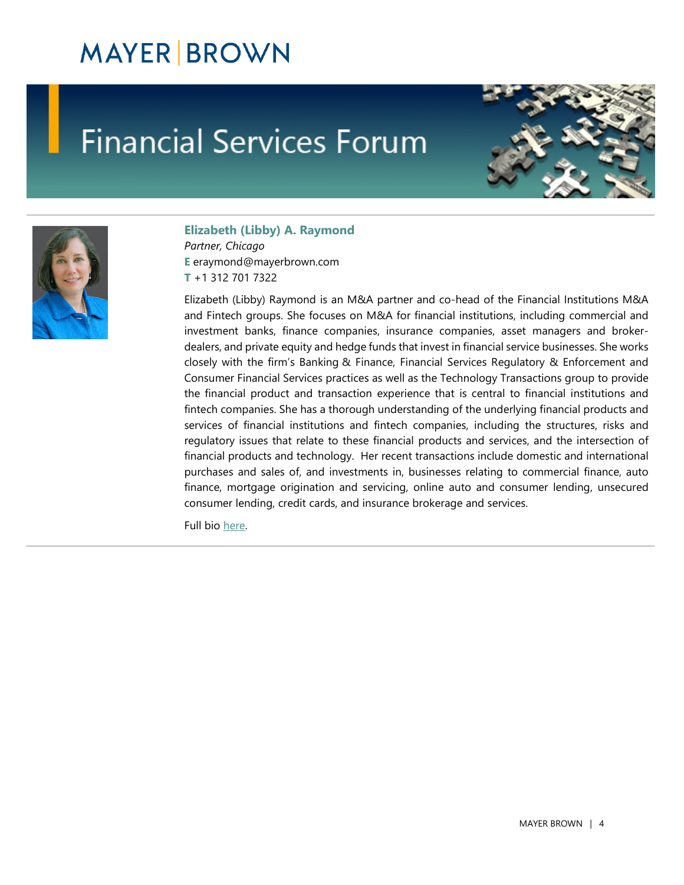# Financial Services Forum

### Elizabeth (Libby) A. Raymond

*Partner, Chicago*

**E** eraymond@mayerbrown.com

**T** +1 312 701 7322

Elizabeth (Libby) Raymond is an M&A partner and co-head of the Financial Institutions M&A and Fintech groups. She focuses on M&A for financial institutions, including commercial and investment banks, finance companies, insurance companies, asset managers and broker-dealers, and private equity and hedge funds that invest in financial service businesses. She works closely with the firm's Banking & Finance, Financial Services Regulatory & Enforcement and Consumer Financial Services practices as well as the Technology Transactions group to provide the financial product and transaction experience that is central to financial institutions and fintech companies. She has a thorough understanding of the underlying financial products and services of financial institutions and fintech companies, including the structures, risks and regulatory issues that relate to these financial products and services, and the intersection of financial products and technology. Her recent transactions include domestic and international purchases and sales of, and investments in, businesses relating to commercial finance, auto finance, mortgage origination and servicing, online auto and consumer lending, unsecured consumer lending, credit cards, and insurance brokerage and services.

Full bio here.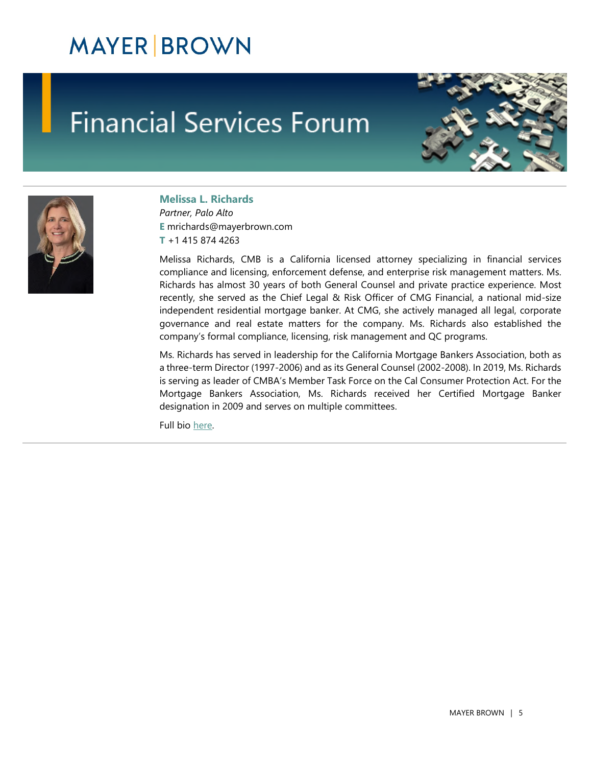# MAYER | BROWN

## Financial Services Forum

**Melissa L. Richards**
*Partner, Palo Alto*
**E** mrichards@mayerbrown.com
**T** +1 415 874 4263

Melissa Richards, CMB is a California licensed attorney specializing in financial services compliance and licensing, enforcement defense, and enterprise risk management matters. Ms. Richards has almost 30 years of both General Counsel and private practice experience. Most recently, she served as the Chief Legal & Risk Officer of CMG Financial, a national mid-size independent residential mortgage banker. At CMG, she actively managed all legal, corporate governance and real estate matters for the company. Ms. Richards also established the company's formal compliance, licensing, risk management and QC programs.

Ms. Richards has served in leadership for the California Mortgage Bankers Association, both as a three-term Director (1997-2006) and as its General Counsel (2002-2008). In 2019, Ms. Richards is serving as leader of CMBA's Member Task Force on the Cal Consumer Protection Act. For the Mortgage Bankers Association, Ms. Richards received her Certified Mortgage Banker designation in 2009 and serves on multiple committees.

Full bio here.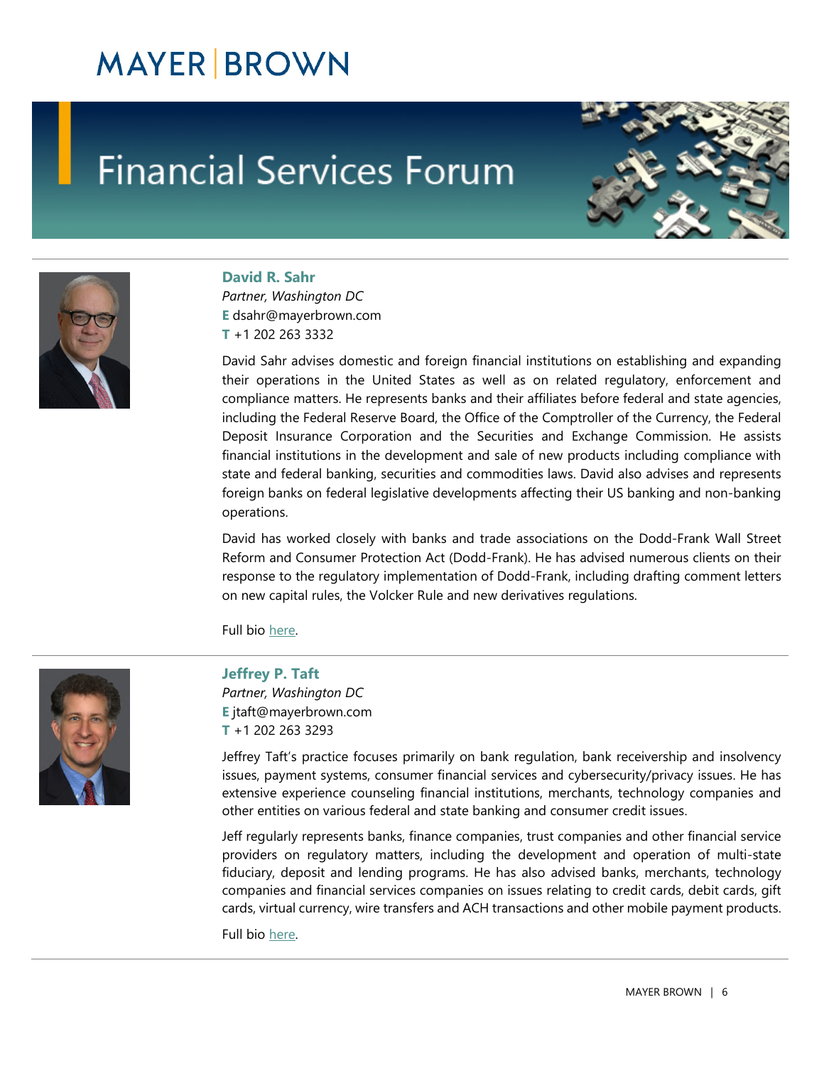# Financial Services Forum

### David R. Sahr

*Partner, Washington DC*
**E** dsahr@mayerbrown.com
**T** +1 202 263 3332

David Sahr advises domestic and foreign financial institutions on establishing and expanding their operations in the United States as well as on related regulatory, enforcement and compliance matters. He represents banks and their affiliates before federal and state agencies, including the Federal Reserve Board, the Office of the Comptroller of the Currency, the Federal Deposit Insurance Corporation and the Securities and Exchange Commission. He assists financial institutions in the development and sale of new products including compliance with state and federal banking, securities and commodities laws. David also advises and represents foreign banks on federal legislative developments affecting their US banking and non-banking operations.

David has worked closely with banks and trade associations on the Dodd-Frank Wall Street Reform and Consumer Protection Act (Dodd-Frank). He has advised numerous clients on their response to the regulatory implementation of Dodd-Frank, including drafting comment letters on new capital rules, the Volcker Rule and new derivatives regulations.

Full bio here.

### Jeffrey P. Taft

*Partner, Washington DC*
**E** jtaft@mayerbrown.com
**T** +1 202 263 3293

Jeffrey Taft's practice focuses primarily on bank regulation, bank receivership and insolvency issues, payment systems, consumer financial services and cybersecurity/privacy issues. He has extensive experience counseling financial institutions, merchants, technology companies and other entities on various federal and state banking and consumer credit issues.

Jeff regularly represents banks, finance companies, trust companies and other financial service providers on regulatory matters, including the development and operation of multi-state fiduciary, deposit and lending programs. He has also advised banks, merchants, technology companies and financial services companies on issues relating to credit cards, debit cards, gift cards, virtual currency, wire transfers and ACH transactions and other mobile payment products.

Full bio here.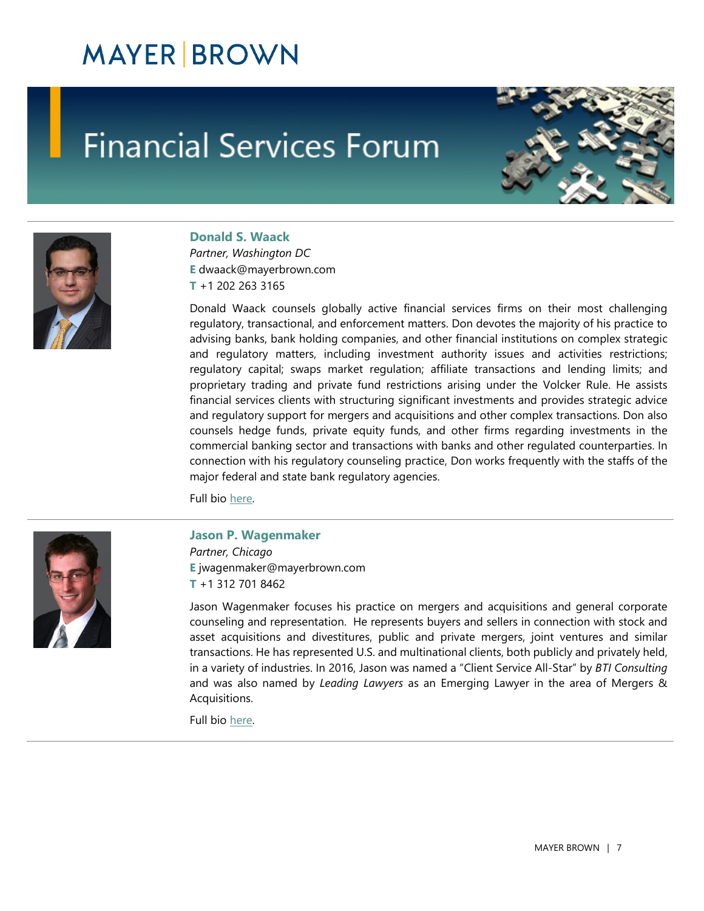# MAYER | BROWN

# Financial Services Forum

### Donald S. Waack

*Partner, Washington DC*
**E** dwaack@mayerbrown.com
**T** +1 202 263 3165

Donald Waack counsels globally active financial services firms on their most challenging regulatory, transactional, and enforcement matters. Don devotes the majority of his practice to advising banks, bank holding companies, and other financial institutions on complex strategic and regulatory matters, including investment authority issues and activities restrictions; regulatory capital; swaps market regulation; affiliate transactions and lending limits; and proprietary trading and private fund restrictions arising under the Volcker Rule. He assists financial services clients with structuring significant investments and provides strategic advice and regulatory support for mergers and acquisitions and other complex transactions. Don also counsels hedge funds, private equity funds, and other firms regarding investments in the commercial banking sector and transactions with banks and other regulated counterparties. In connection with his regulatory counseling practice, Don works frequently with the staffs of the major federal and state bank regulatory agencies.

Full bio here.

### Jason P. Wagenmaker

*Partner, Chicago*
**E** jwagenmaker@mayerbrown.com
**T** +1 312 701 8462

Jason Wagenmaker focuses his practice on mergers and acquisitions and general corporate counseling and representation. He represents buyers and sellers in connection with stock and asset acquisitions and divestitures, public and private mergers, joint ventures and similar transactions. He has represented U.S. and multinational clients, both publicly and privately held, in a variety of industries. In 2016, Jason was named a "Client Service All-Star" by *BTI Consulting* and was also named by *Leading Lawyers* as an Emerging Lawyer in the area of Mergers & Acquisitions.

Full bio here.